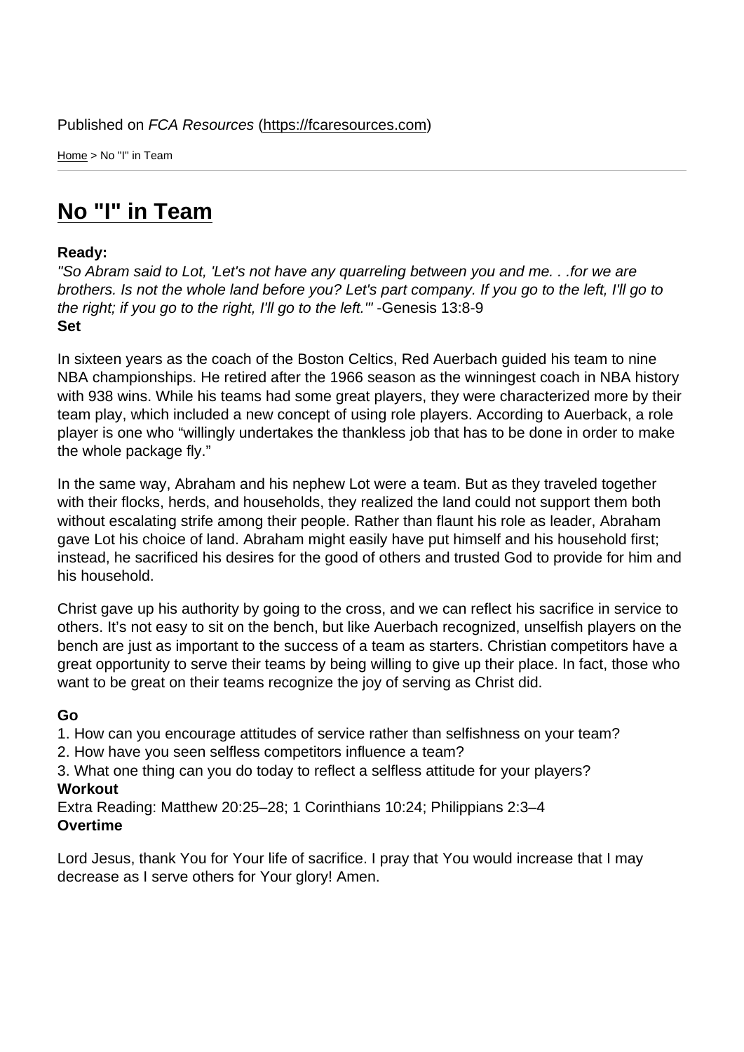Published on *FCA Resources* (https://fcaresources.com)

Home > No "I" in Team

# No "I" in Team

**Ready:**
*"So Abram said to Lot, 'Let's not have any quarreling between you and me. . .for we are brothers. Is not the whole land before you? Let's part company. If you go to the left, I'll go to the right; if you go to the right, I'll go to the left.'"* -Genesis 13:8-9
**Set**

In sixteen years as the coach of the Boston Celtics, Red Auerbach guided his team to nine NBA championships. He retired after the 1966 season as the winningest coach in NBA history with 938 wins. While his teams had some great players, they were characterized more by their team play, which included a new concept of using role players. According to Auerback, a role player is one who "willingly undertakes the thankless job that has to be done in order to make the whole package fly."

In the same way, Abraham and his nephew Lot were a team. But as they traveled together with their flocks, herds, and households, they realized the land could not support them both without escalating strife among their people. Rather than flaunt his role as leader, Abraham gave Lot his choice of land. Abraham might easily have put himself and his household first; instead, he sacrificed his desires for the good of others and trusted God to provide for him and his household.

Christ gave up his authority by going to the cross, and we can reflect his sacrifice in service to others. It's not easy to sit on the bench, but like Auerbach recognized, unselfish players on the bench are just as important to the success of a team as starters. Christian competitors have a great opportunity to serve their teams by being willing to give up their place. In fact, those who want to be great on their teams recognize the joy of serving as Christ did.

**Go**
1. How can you encourage attitudes of service rather than selfishness on your team?
2. How have you seen selfless competitors influence a team?
3. What one thing can you do today to reflect a selfless attitude for your players?

**Workout**
Extra Reading: Matthew 20:25–28; 1 Corinthians 10:24; Philippians 2:3–4
**Overtime**

Lord Jesus, thank You for Your life of sacrifice. I pray that You would increase that I may decrease as I serve others for Your glory! Amen.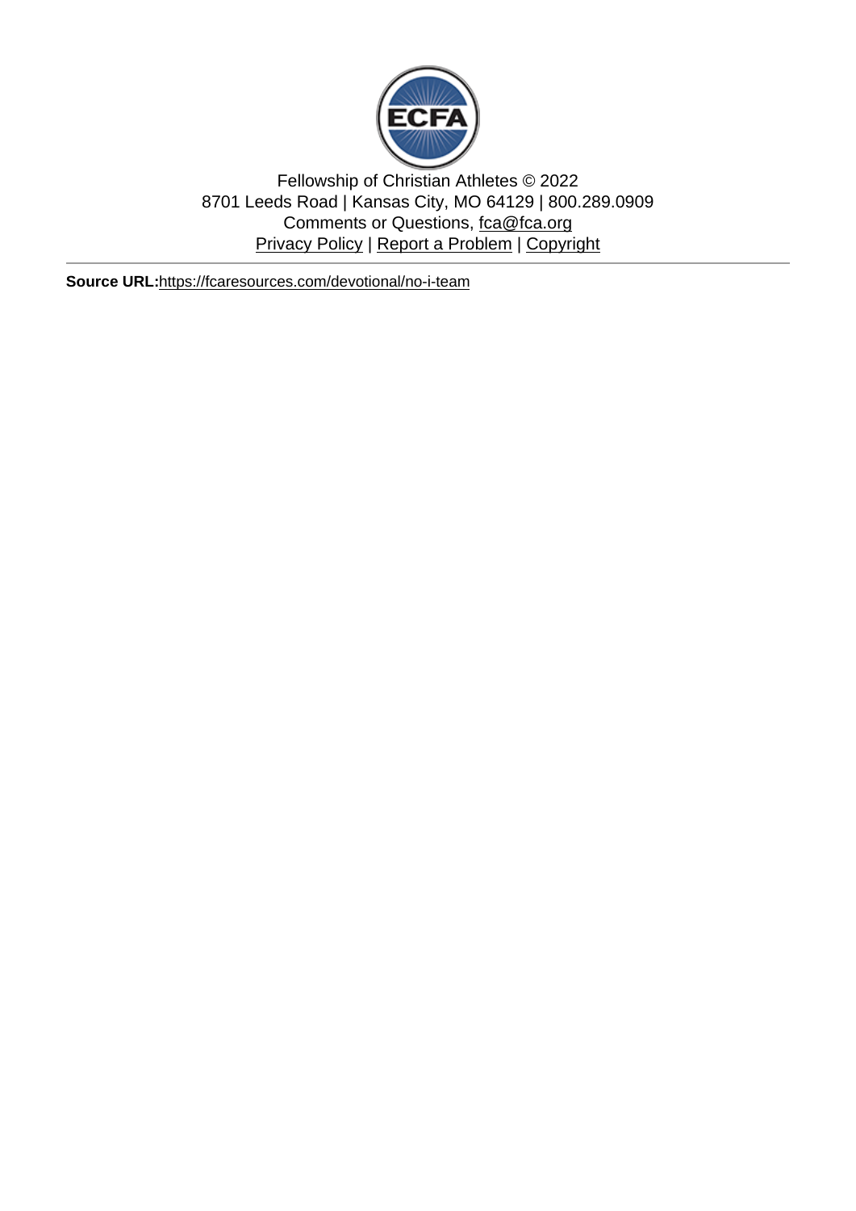Fellowship of Christian Athletes © 2022
8701 Leeds Road | Kansas City, MO 64129 | 800.289.0909
Comments or Questions, fca@fca.org
Privacy Policy | Report a Problem | Copyright

---

**Source URL:** https://fcaresources.com/devotional/no-i-team